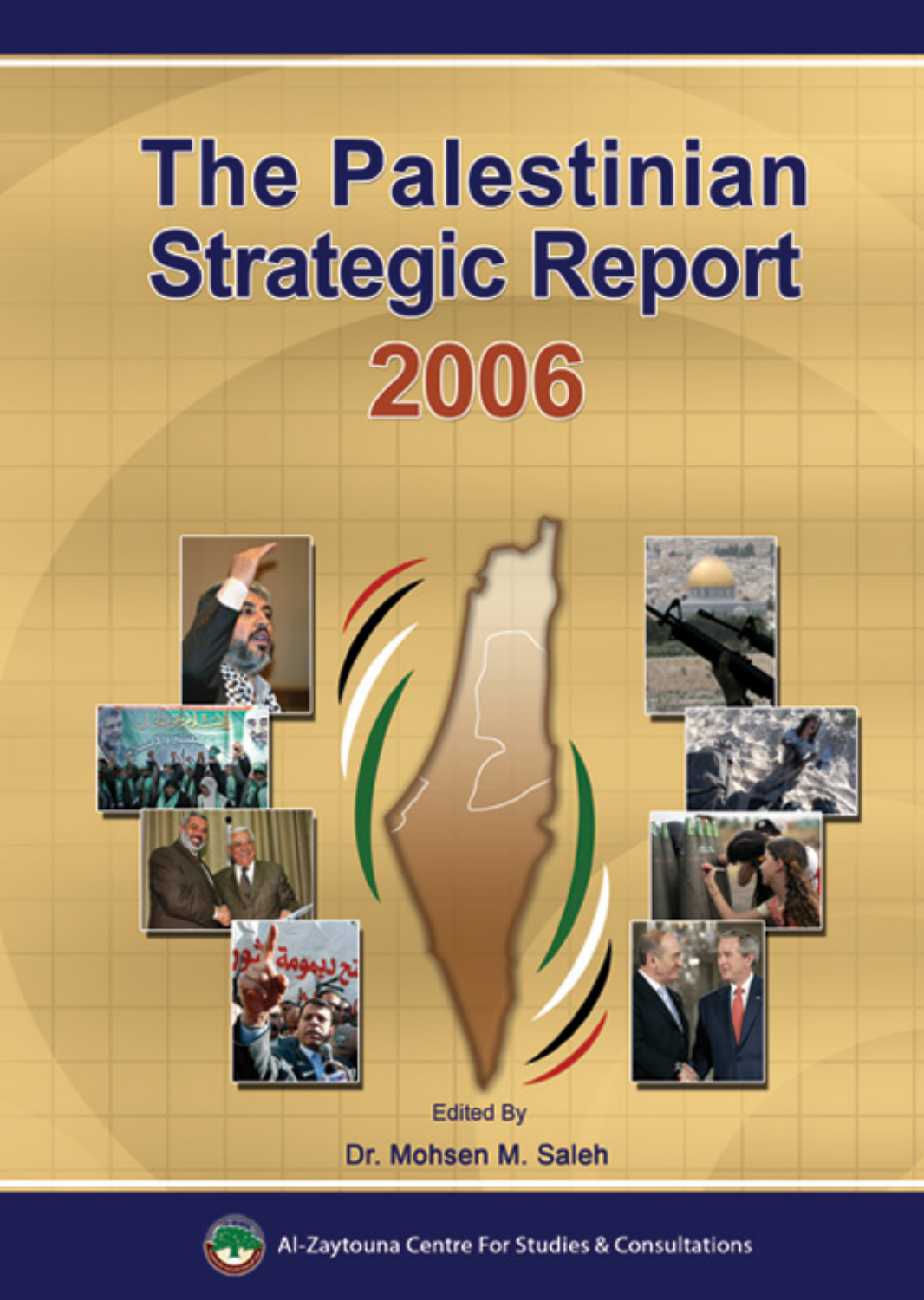# The Palestinian Strategic Report 2006

Edited By

**Dr. Mohsen M. Saleh**

Al-Zaytouna Centre For Studies & Consultations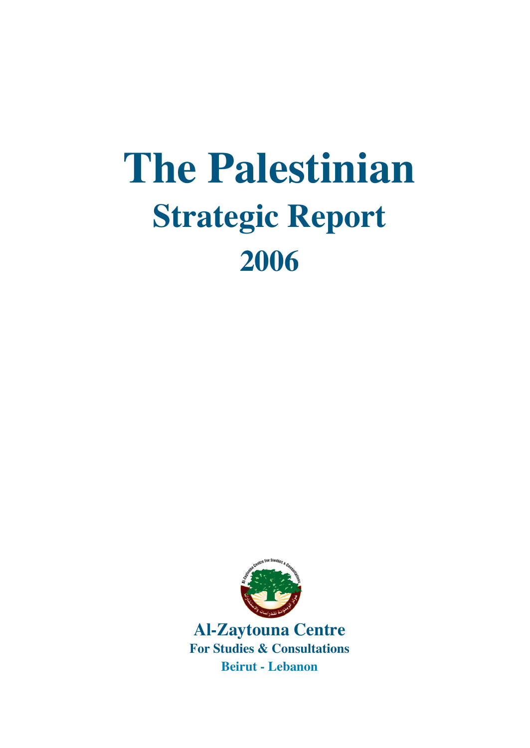# The Palestinian

## Strategic Report

## 2006

**Al-Zaytouna Centre**

**For Studies & Consultations**

**Beirut - Lebanon**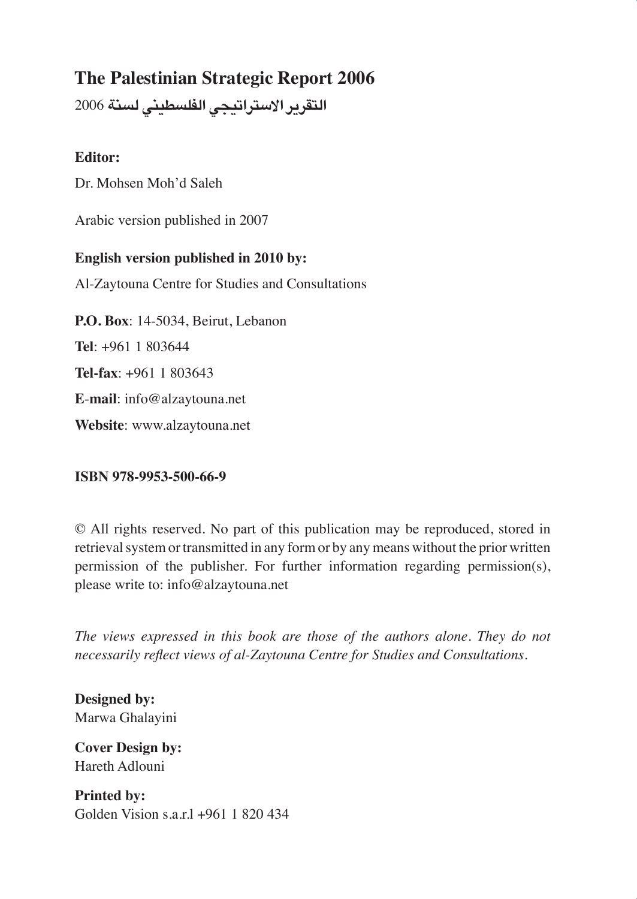# The Palestinian Strategic Report 2006

التقرير الاستراتيجي الفلسطيني لسنة 2006

**Editor:**

Dr. Mohsen Moh'd Saleh

Arabic version published in 2007

**English version published in 2010 by:**

Al-Zaytouna Centre for Studies and Consultations

**P.O. Box**: 14-5034, Beirut, Lebanon

**Tel**: +961 1 803644

**Tel-fax**: +961 1 803643

**E-mail**: info@alzaytouna.net

**Website**: www.alzaytouna.net

**ISBN 978-9953-500-66-9**

© All rights reserved. No part of this publication may be reproduced, stored in retrieval system or transmitted in any form or by any means without the prior written permission of the publisher. For further information regarding permission(s), please write to: info@alzaytouna.net

*The views expressed in this book are those of the authors alone. They do not necessarily reflect views of al-Zaytouna Centre for Studies and Consultations.*

**Designed by:**
Marwa Ghalayini

**Cover Design by:**
Hareth Adlouni

**Printed by:**
Golden Vision s.a.r.l +961 1 820 434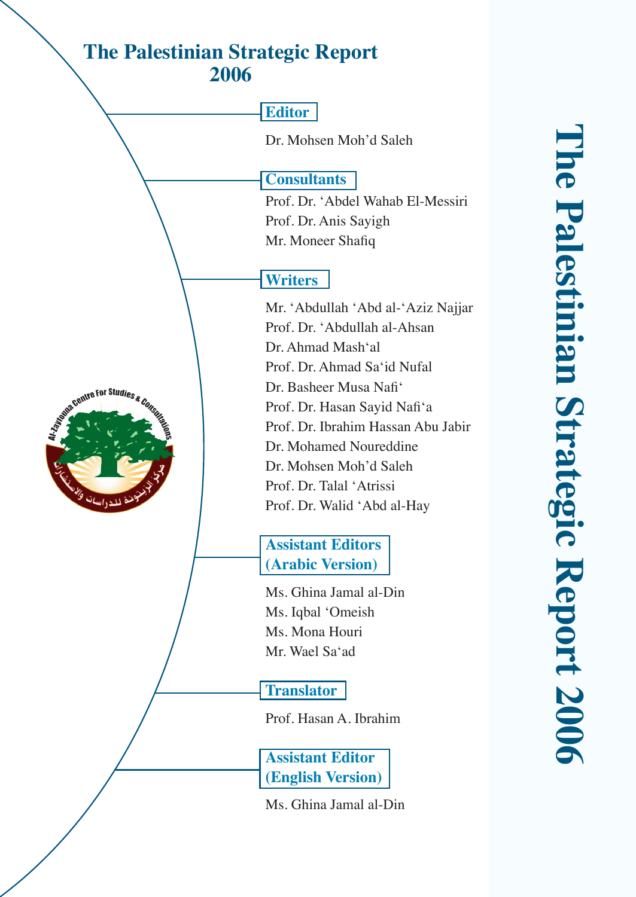# The Palestinian Strategic Report 2006

## Editor

Dr. Mohsen Moh'd Saleh

## Consultants

Prof. Dr. 'Abdel Wahab El-Messiri
Prof. Dr. Anis Sayigh
Mr. Moneer Shafiq

## Writers

Mr. 'Abdullah 'Abd al-'Aziz Najjar
Prof. Dr. 'Abdullah al-Ahsan
Dr. Ahmad Mash'al
Prof. Dr. Ahmad Sa'id Nufal
Dr. Basheer Musa Nafi'
Prof. Dr. Hasan Sayid Nafi'a
Prof. Dr. Ibrahim Hassan Abu Jabir
Dr. Mohamed Noureddine
Dr. Mohsen Moh'd Saleh
Prof. Dr. Talal 'Atrissi
Prof. Dr. Walid 'Abd al-Hay

## Assistant Editors (Arabic Version)

Ms. Ghina Jamal al-Din
Ms. Iqbal 'Omeish
Ms. Mona Houri
Mr. Wael Sa'ad

## Translator

Prof. Hasan A. Ibrahim

## Assistant Editor (English Version)

Ms. Ghina Jamal al-Din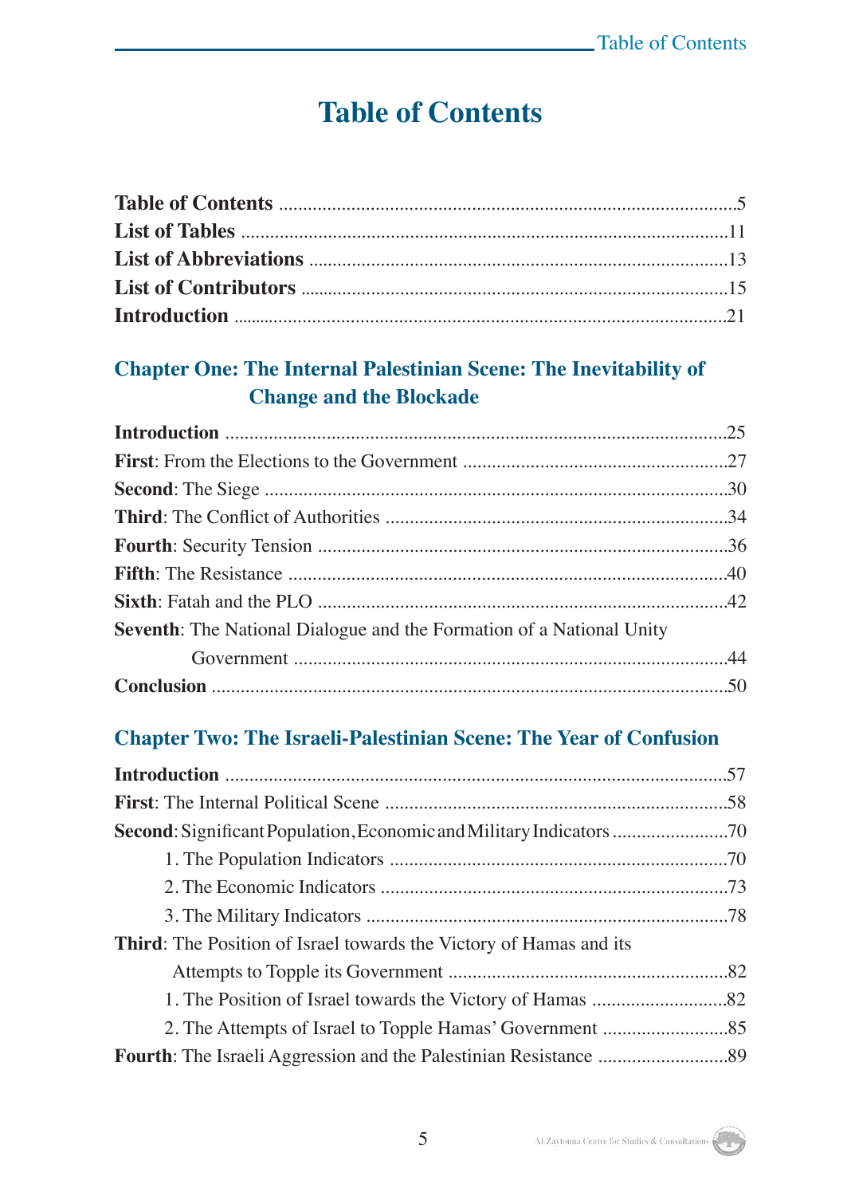# Table of Contents

**Table of Contents** .....................................................................................5
**List of Tables** ............................................................................................11
**List of Abbreviations** ...............................................................................13
**List of Contributors** .................................................................................15
**Introduction** ..............................................................................................21

## Chapter One: The Internal Palestinian Scene: The Inevitability of Change and the Blockade

**Introduction** ..............................................................................................25
**First**: From the Elections to the Government .........................................27
**Second**: The Siege .....................................................................................30
**Third**: The Conflict of Authorities ...........................................................34
**Fourth**: Security Tension ..........................................................................36
**Fifth**: The Resistance ................................................................................40
**Sixth**: Fatah and the PLO ..........................................................................42
**Seventh**: The National Dialogue and the Formation of a National Unity Government ..............................................................................................44
**Conclusion** ................................................................................................50

## Chapter Two: The Israeli-Palestinian Scene: The Year of Confusion

**Introduction** ..............................................................................................57
**First**: The Internal Political Scene ...........................................................58
**Second**: Significant Population, Economic and Military Indicators ........70
- 1. The Population Indicators ...................................................................70
- 2. The Economic Indicators .....................................................................73
- 3. The Military Indicators ........................................................................78

**Third**: The Position of Israel towards the Victory of Hamas and its Attempts to Topple its Government .....................................................82
- 1. The Position of Israel towards the Victory of Hamas ..........................82
- 2. The Attempts of Israel to Topple Hamas' Government .......................85

**Fourth**: The Israeli Aggression and the Palestinian Resistance ..............89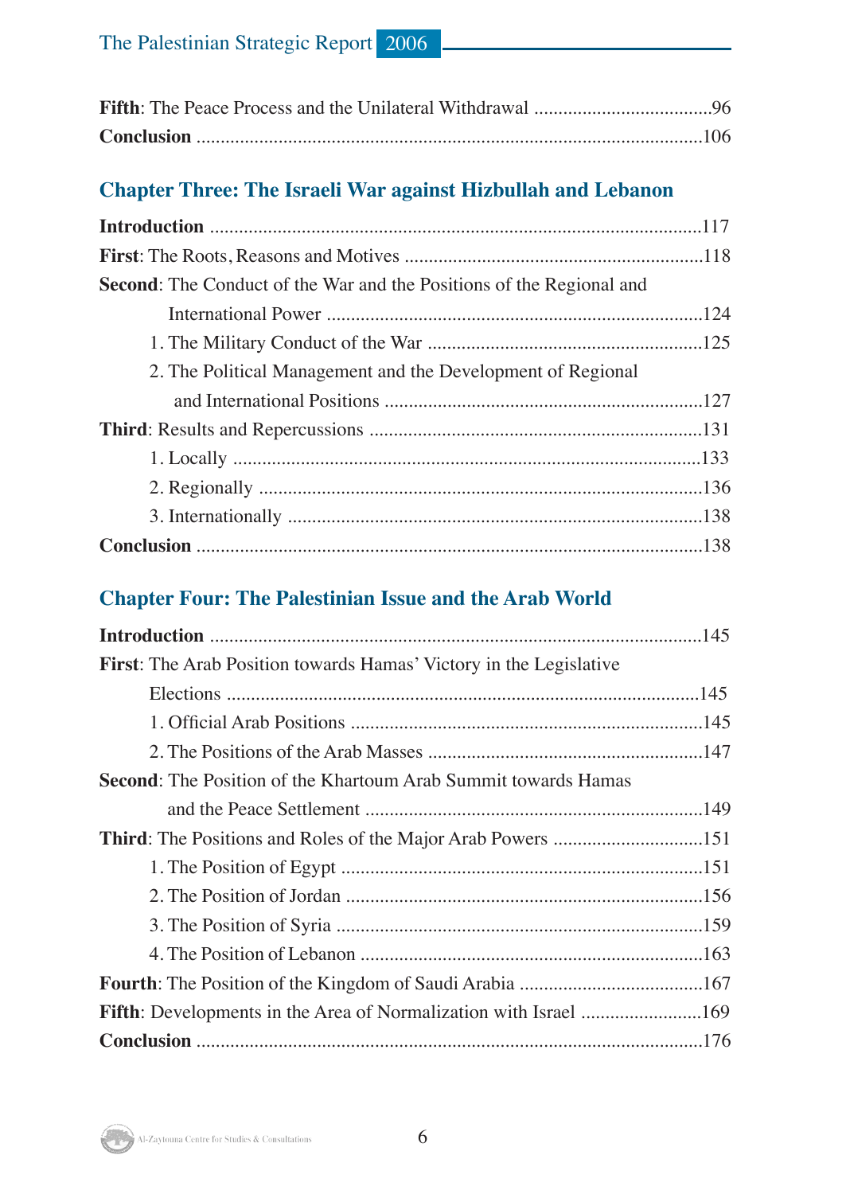**Fifth**: The Peace Process and the Unilateral Withdrawal ....................................96
**Conclusion** .......................................................................................................106

## Chapter Three: The Israeli War against Hizbullah and Lebanon

**Introduction** .....................................................................................................117
**First**: The Roots, Reasons and Motives .............................................................118
**Second**: The Conduct of the War and the Positions of the Regional and International Power .............................................................................124
- 1. The Military Conduct of the War ........................................................125
- 2. The Political Management and the Development of Regional and International Positions .................................................................127

**Third**: Results and Repercussions ....................................................................131
- 1. Locally ...............................................................................................133
- 2. Regionally ..........................................................................................136
- 3. Internationally ....................................................................................138

**Conclusion** .......................................................................................................138

## Chapter Four: The Palestinian Issue and the Arab World

**Introduction** .....................................................................................................145
**First**: The Arab Position towards Hamas' Victory in the Legislative Elections .................................................................................................145
- 1. Official Arab Positions ........................................................................145
- 2. The Positions of the Arab Masses ........................................................147

**Second**: The Position of the Khartoum Arab Summit towards Hamas and the Peace Settlement .....................................................................149
**Third**: The Positions and Roles of the Major Arab Powers ...............................151
- 1. The Position of Egypt ..........................................................................151
- 2. The Position of Jordan .........................................................................156
- 3. The Position of Syria ...........................................................................159
- 4. The Position of Lebanon ......................................................................163

**Fourth**: The Position of the Kingdom of Saudi Arabia ......................................167
**Fifth**: Developments in the Area of Normalization with Israel .........................169
**Conclusion** .......................................................................................................176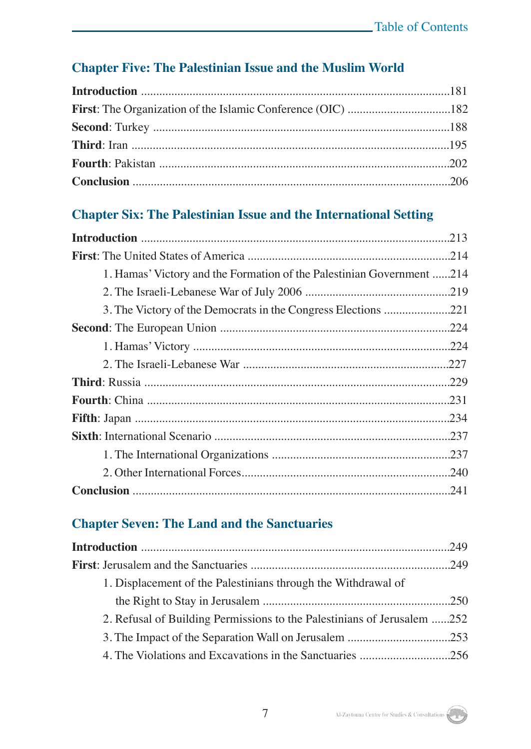## Chapter Five: The Palestinian Issue and the Muslim World

**Introduction** ....................................................................................................181
**First**: The Organization of the Islamic Conference (OIC) .................................182
**Second**: Turkey ................................................................................................188
**Third**: Iran .......................................................................................................195
**Fourth**: Pakistan ..............................................................................................202
**Conclusion** ......................................................................................................206

## Chapter Six: The Palestinian Issue and the International Setting

**Introduction** ....................................................................................................213
**First**: The United States of America ..................................................................214
- 1. Hamas' Victory and the Formation of the Palestinian Government ......214
- 2. The Israeli-Lebanese War of July 2006 ...............................................219
- 3. The Victory of the Democrats in the Congress Elections .....................221

**Second**: The European Union ..........................................................................224
- 1. Hamas' Victory ....................................................................................224
- 2. The Israeli-Lebanese War ...................................................................227

**Third**: Russia ...................................................................................................229
**Fourth**: China ..................................................................................................231
**Fifth**: Japan ......................................................................................................234
**Sixth**: International Scenario .............................................................................237
- 1. The International Organizations ..........................................................237
- 2. Other International Forces....................................................................240

**Conclusion** .......................................................................................................241

## Chapter Seven: The Land and the Sanctuaries

**Introduction** .....................................................................................................249
**First**: Jerusalem and the Sanctuaries .................................................................249
- 1. Displacement of the Palestinians through the Withdrawal of the Right to Stay in Jerusalem ............................................................250
- 2. Refusal of Building Permissions to the Palestinians of Jerusalem ......252
- 3. The Impact of the Separation Wall on Jerusalem .................................253
- 4. The Violations and Excavations in the Sanctuaries .............................256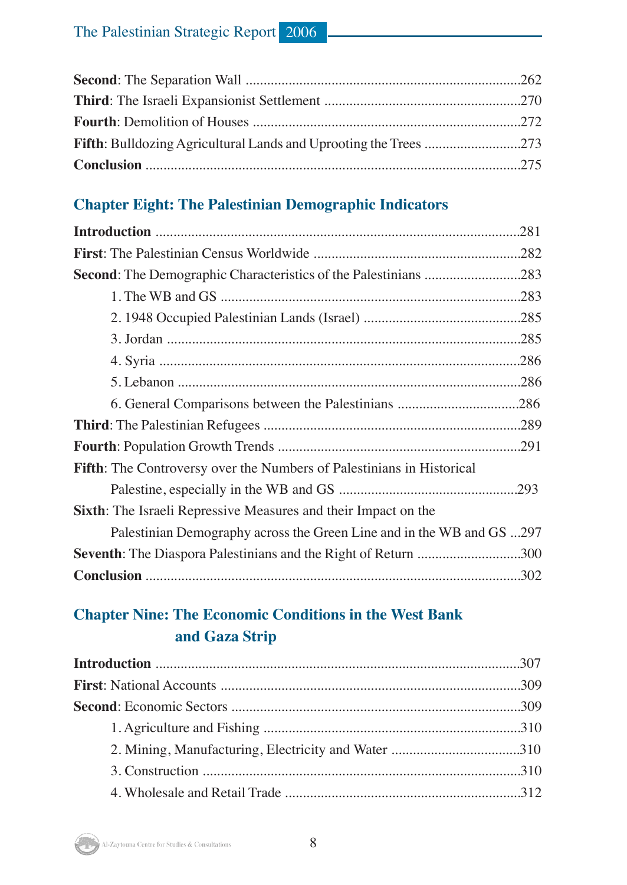**Second**: The Separation Wall ............................................................................262
**Third**: The Israeli Expansionist Settlement ......................................................270
**Fourth**: Demolition of Houses ..........................................................................272
**Fifth**: Bulldozing Agricultural Lands and Uprooting the Trees ...........................273
**Conclusion** ........................................................................................................275

## Chapter Eight: The Palestinian Demographic Indicators

**Introduction** ......................................................................................................281
**First**: The Palestinian Census Worldwide .........................................................282
**Second**: The Demographic Characteristics of the Palestinians ...........................283

1. The WB and GS ..............................................................................................283
2. 1948 Occupied Palestinian Lands (Israel) ............................................285
3. Jordan ...................................................................................................................285
4. Syria ......................................................................................................................286
5. Lebanon ................................................................................................................286
6. General Comparisons between the Palestinians .................................286

**Third**: The Palestinian Refugees ........................................................................289
**Fourth**: Population Growth Trends ...................................................................291
**Fifth**: The Controversy over the Numbers of Palestinians in Historical Palestine, especially in the WB and GS .................................................293
**Sixth**: The Israeli Repressive Measures and their Impact on the Palestinian Demography across the Green Line and in the WB and GS ...297
**Seventh**: The Diaspora Palestinians and the Right of Return .............................300
**Conclusion** ........................................................................................................302

## Chapter Nine: The Economic Conditions in the West Bank and Gaza Strip

**Introduction** ......................................................................................................307
**First**: National Accounts ...................................................................................309
**Second**: Economic Sectors .................................................................................309

1. Agriculture and Fishing .......................................................................310
2. Mining, Manufacturing, Electricity and Water ....................................310
3. Construction ........................................................................................310
4. Wholesale and Retail Trade .................................................................312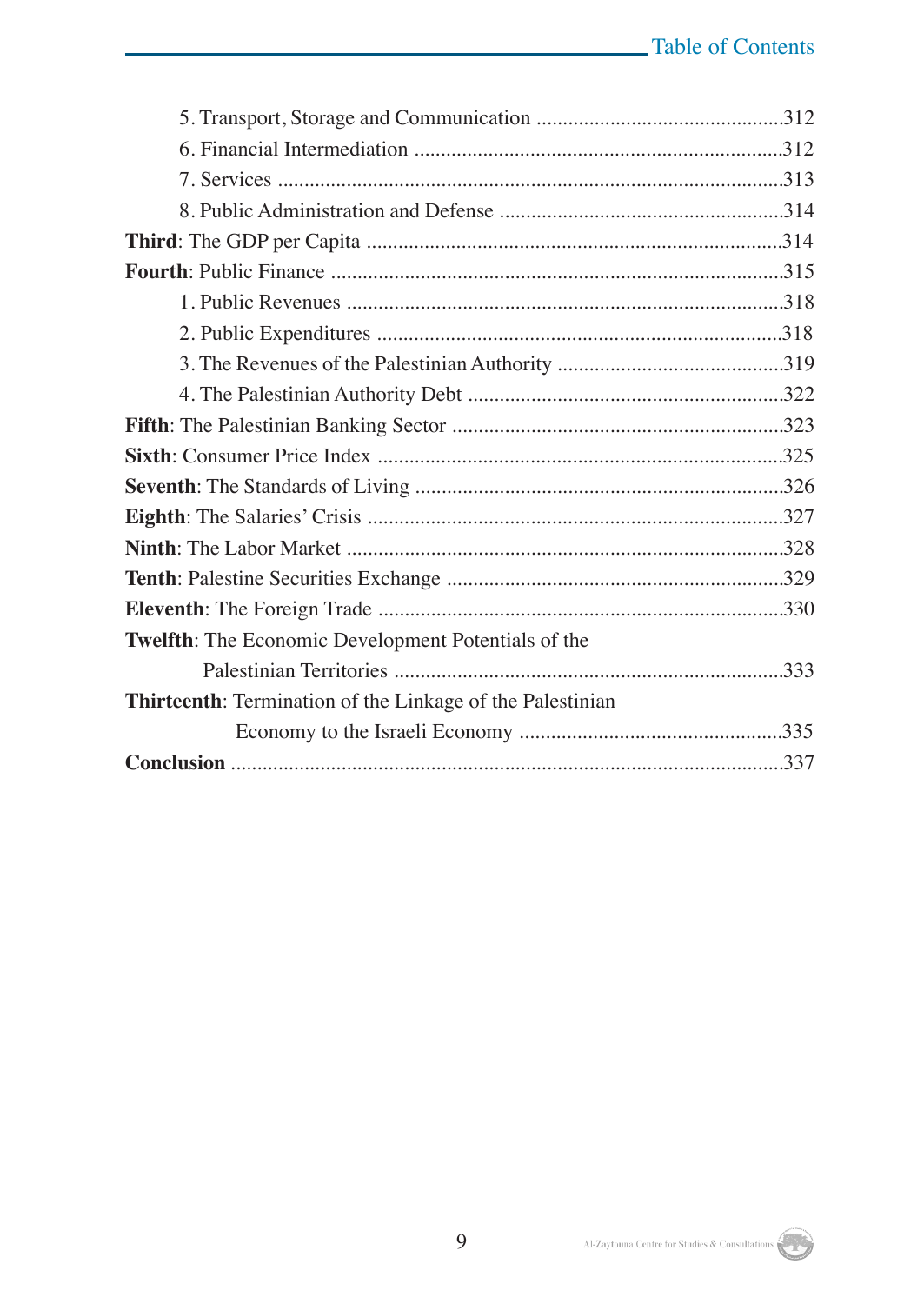5. Transport, Storage and Communication ..............................................312

6. Financial Intermediation .....................................................................312

7. Services ..............................................................................................313

8. Public Administration and Defense .....................................................314

**Third**: The GDP per Capita ..............................................................................314

**Fourth**: Public Finance ....................................................................................315

1. Public Revenues ..................................................................................318

2. Public Expenditures ............................................................................318

3. The Revenues of the Palestinian Authority ...........................................319

4. The Palestinian Authority Debt ...........................................................322

**Fifth**: The Palestinian Banking Sector .............................................................323

**Sixth**: Consumer Price Index ...........................................................................325

**Seventh**: The Standards of Living ....................................................................326

**Eighth**: The Salaries' Crisis ..............................................................................327

**Ninth**: The Labor Market .................................................................................328

**Tenth**: Palestine Securities Exchange ...............................................................329

**Eleventh**: The Foreign Trade ...........................................................................330

**Twelfth**: The Economic Development Potentials of the Palestinian Territories ........................................................................333

**Thirteenth**: Termination of the Linkage of the Palestinian Economy to the Israeli Economy .................................................335

**Conclusion** .......................................................................................................337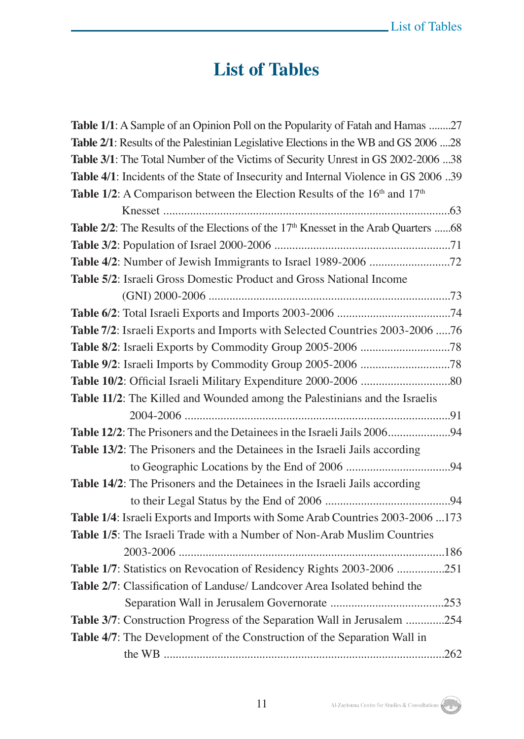# List of Tables

**Table 1/1**: A Sample of an Opinion Poll on the Popularity of Fatah and Hamas ........27
**Table 2/1**: Results of the Palestinian Legislative Elections in the WB and GS 2006 ....28
**Table 3/1**: The Total Number of the Victims of Security Unrest in GS 2002-2006 ...38
**Table 4/1**: Incidents of the State of Insecurity and Internal Violence in GS 2006 ..39
**Table 1/2**: A Comparison between the Election Results of the 16th and 17th Knesset ..................................................................................63
**Table 2/2**: The Results of the Elections of the 17th Knesset in the Arab Quarters ......68
**Table 3/2**: Population of Israel 2000-2006 ..........................................................71
**Table 4/2**: Number of Jewish Immigrants to Israel 1989-2006 ...........................72
**Table 5/2**: Israeli Gross Domestic Product and Gross National Income (GNI) 2000-2006 ................................................................................73
**Table 6/2**: Total Israeli Exports and Imports 2003-2006 .....................................74
**Table 7/2**: Israeli Exports and Imports with Selected Countries 2003-2006 .....76
**Table 8/2**: Israeli Exports by Commodity Group 2005-2006 .............................78
**Table 9/2**: Israeli Imports by Commodity Group 2005-2006 .............................78
**Table 10/2**: Official Israeli Military Expenditure 2000-2006 .............................80
**Table 11/2**: The Killed and Wounded among the Palestinians and the Israelis 2004-2006 ........................................................................................91
**Table 12/2**: The Prisoners and the Detainees in the Israeli Jails 2006.....................94
**Table 13/2**: The Prisoners and the Detainees in the Israeli Jails according to Geographic Locations by the End of 2006 ..................................94
**Table 14/2**: The Prisoners and the Detainees in the Israeli Jails according to their Legal Status by the End of 2006 ..........................................94
**Table 1/4**: Israeli Exports and Imports with Some Arab Countries 2003-2006 ...173
**Table 1/5**: The Israeli Trade with a Number of Non-Arab Muslim Countries 2003-2006 ........................................................................................186
**Table 1/7**: Statistics on Revocation of Residency Rights 2003-2006 ................251
**Table 2/7**: Classification of Landuse/ Landcover Area Isolated behind the Separation Wall in Jerusalem Governorate .....................................253
**Table 3/7**: Construction Progress of the Separation Wall in Jerusalem .............254
**Table 4/7**: The Development of the Construction of the Separation Wall in the WB ............................................................................................262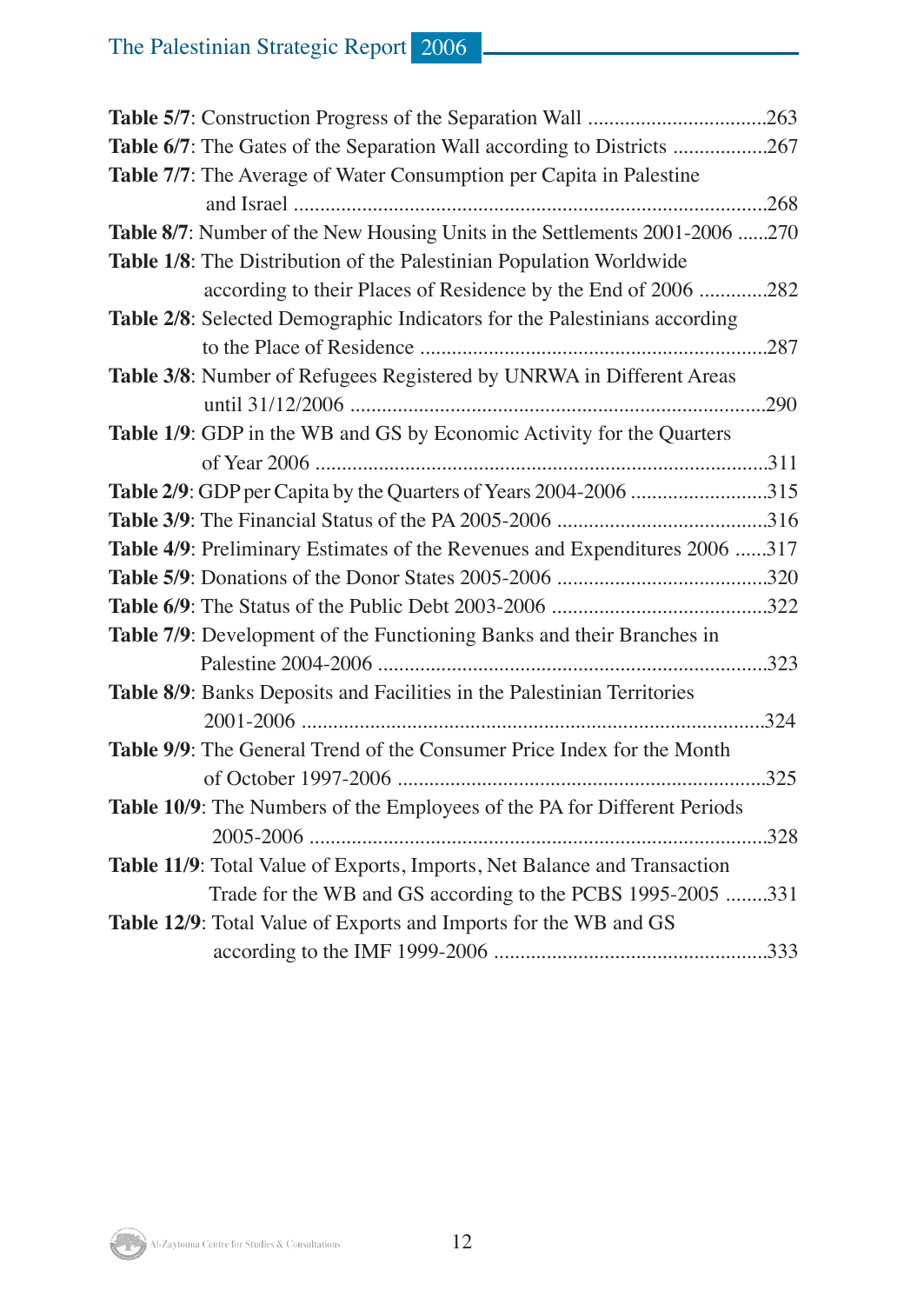**Table 5/7**: Construction Progress of the Separation Wall .................................263

**Table 6/7**: The Gates of the Separation Wall according to Districts ..................267

**Table 7/7**: The Average of Water Consumption per Capita in Palestine and Israel .........................................................................................268

**Table 8/7**: Number of the New Housing Units in the Settlements 2001-2006 ......270

**Table 1/8**: The Distribution of the Palestinian Population Worldwide according to their Places of Residence by the End of 2006 .............282

**Table 2/8**: Selected Demographic Indicators for the Palestinians according to the Place of Residence .................................................................287

**Table 3/8**: Number of Refugees Registered by UNRWA in Different Areas until 31/12/2006 ..............................................................................290

**Table 1/9**: GDP in the WB and GS by Economic Activity for the Quarters of Year 2006 ......................................................................................311

**Table 2/9**: GDP per Capita by the Quarters of Years 2004-2006 ..........................315

**Table 3/9**: The Financial Status of the PA 2005-2006 ........................................316

**Table 4/9**: Preliminary Estimates of the Revenues and Expenditures 2006 ......317

**Table 5/9**: Donations of the Donor States 2005-2006 ........................................320

**Table 6/9**: The Status of the Public Debt 2003-2006 .........................................322

**Table 7/9**: Development of the Functioning Banks and their Branches in Palestine 2004-2006 ..........................................................................323

**Table 8/9**: Banks Deposits and Facilities in the Palestinian Territories 2001-2006 .......................................................................................324

**Table 9/9**: The General Trend of the Consumer Price Index for the Month of October 1997-2006 .....................................................................325

**Table 10/9**: The Numbers of the Employees of the PA for Different Periods 2005-2006 ......................................................................................328

**Table 11/9**: Total Value of Exports, Imports, Net Balance and Transaction Trade for the WB and GS according to the PCBS 1995-2005 ........331

**Table 12/9**: Total Value of Exports and Imports for the WB and GS according to the IMF 1999-2006 ....................................................333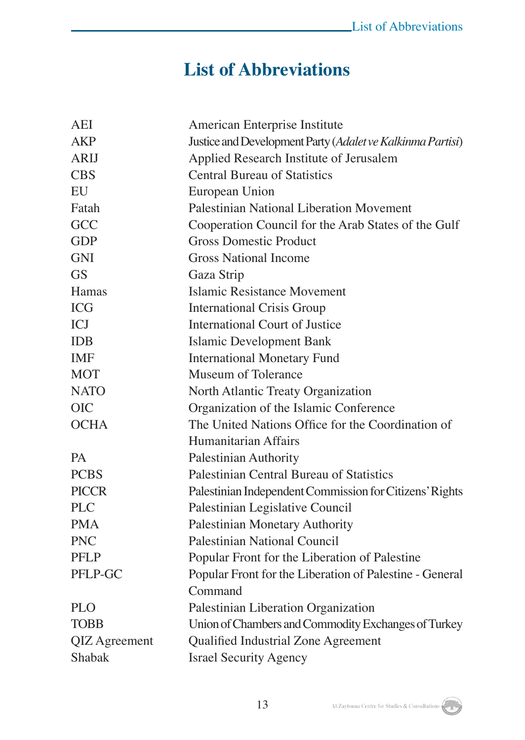# List of Abbreviations

| | |
|---|---|
| AEI | American Enterprise Institute |
| AKP | Justice and Development Party (*Adalet ve Kalkinma Partisi*) |
| ARIJ | Applied Research Institute of Jerusalem |
| CBS | Central Bureau of Statistics |
| EU | European Union |
| Fatah | Palestinian National Liberation Movement |
| GCC | Cooperation Council for the Arab States of the Gulf |
| GDP | Gross Domestic Product |
| GNI | Gross National Income |
| GS | Gaza Strip |
| Hamas | Islamic Resistance Movement |
| ICG | International Crisis Group |
| ICJ | International Court of Justice |
| IDB | Islamic Development Bank |
| IMF | International Monetary Fund |
| MOT | Museum of Tolerance |
| NATO | North Atlantic Treaty Organization |
| OIC | Organization of the Islamic Conference |
| OCHA | The United Nations Office for the Coordination of Humanitarian Affairs |
| PA | Palestinian Authority |
| PCBS | Palestinian Central Bureau of Statistics |
| PICCR | Palestinian Independent Commission for Citizens' Rights |
| PLC | Palestinian Legislative Council |
| PMA | Palestinian Monetary Authority |
| PNC | Palestinian National Council |
| PFLP | Popular Front for the Liberation of Palestine |
| PFLP-GC | Popular Front for the Liberation of Palestine - General Command |
| PLO | Palestinian Liberation Organization |
| TOBB | Union of Chambers and Commodity Exchanges of Turkey |
| QIZ Agreement | Qualified Industrial Zone Agreement |
| Shabak | Israel Security Agency |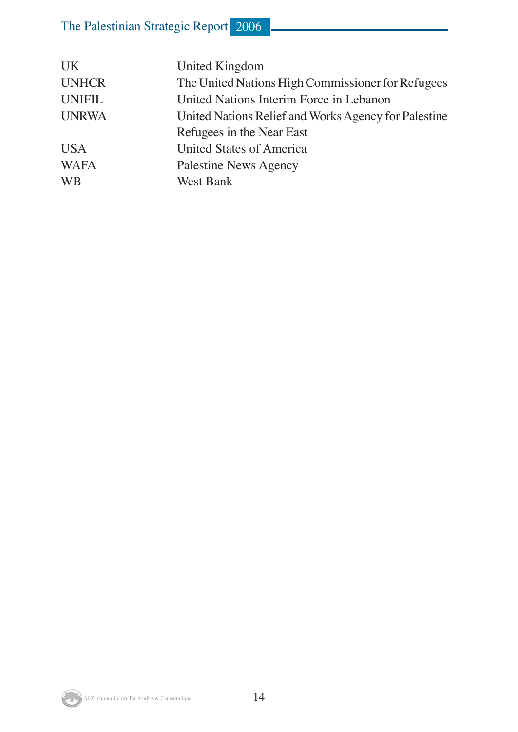| | |
|---|---|
| UK | United Kingdom |
| UNHCR | The United Nations High Commissioner for Refugees |
| UNIFIL | United Nations Interim Force in Lebanon |
| UNRWA | United Nations Relief and Works Agency for Palestine Refugees in the Near East |
| USA | United States of America |
| WAFA | Palestine News Agency |
| WB | West Bank |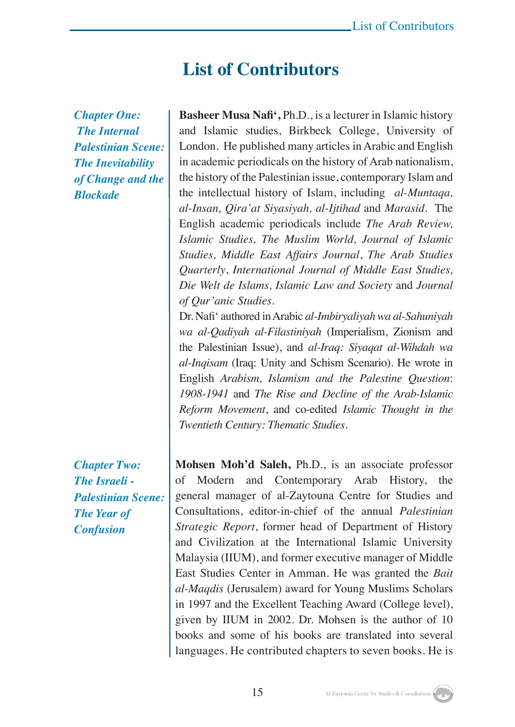# List of Contributors

***Chapter One: The Internal Palestinian Scene: The Inevitability of Change and the Blockade***

**Basheer Musa Nafi',** Ph.D., is a lecturer in Islamic history and Islamic studies, Birkbeck College, University of London. He published many articles in Arabic and English in academic periodicals on the history of Arab nationalism, the history of the Palestinian issue, contemporary Islam and the intellectual history of Islam, including *al-Muntaqa, al-Insan, Qira'at Siyasiyah, al-Ijtihad* and *Marasid*. The English academic periodicals include *The Arab Review, Islamic Studies, The Muslim World, Journal of Islamic Studies, Middle East Affairs Journal*, *The Arab Studies Quarterly*, *International Journal of Middle East Studies, Die Welt de Islams, Islamic Law and Society* and *Journal of Qur'anic Studies*.

Dr. Nafi' authored in Arabic *al-Imbiryaliyah wa al-Sahuniyah wa al-Qadiyah al-Filastiniyah* (Imperialism, Zionism and the Palestinian Issue), and *al-Iraq: Siyaqat al-Wihdah wa al-Inqisam* (Iraq: Unity and Schism Scenario). He wrote in English *Arabism, Islamism and the Palestine Question*: *1908-1941* and *The Rise and Decline of the Arab-Islamic Reform Movement*, and co-edited *Islamic Thought in the Twentieth Century: Thematic Studies*.

***Chapter Two: The Israeli - Palestinian Scene: The Year of Confusion***

**Mohsen Moh'd Saleh,** Ph.D., is an associate professor of Modern and Contemporary Arab History, the general manager of al-Zaytouna Centre for Studies and Consultations, editor-in-chief of the annual *Palestinian Strategic Report*, former head of Department of History and Civilization at the International Islamic University Malaysia (IIUM), and former executive manager of Middle East Studies Center in Amman. He was granted the *Bait al-Maqdis* (Jerusalem) award for Young Muslims Scholars in 1997 and the Excellent Teaching Award (College level), given by IIUM in 2002. Dr. Mohsen is the author of 10 books and some of his books are translated into several languages. He contributed chapters to seven books. He is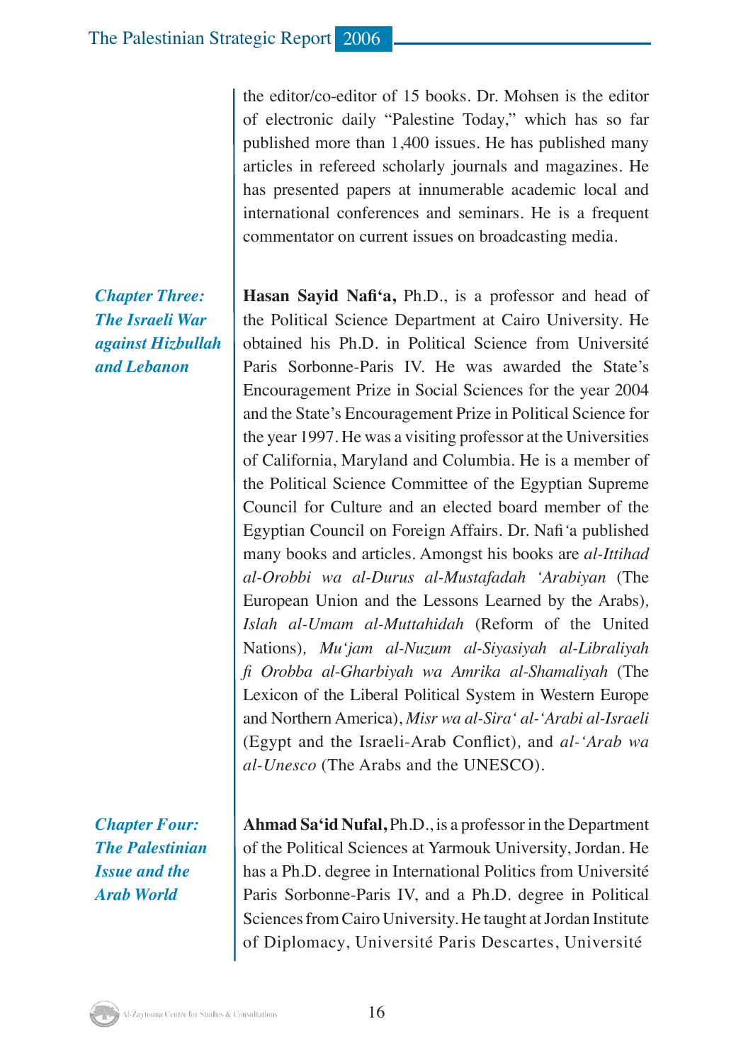the editor/co-editor of 15 books. Dr. Mohsen is the editor of electronic daily "Palestine Today," which has so far published more than 1,400 issues. He has published many articles in refereed scholarly journals and magazines. He has presented papers at innumerable academic local and international conferences and seminars. He is a frequent commentator on current issues on broadcasting media.

***Chapter Three: The Israeli War against Hizbullah and Lebanon***

**Hasan Sayid Nafi'a,** Ph.D., is a professor and head of the Political Science Department at Cairo University. He obtained his Ph.D. in Political Science from Université Paris Sorbonne-Paris IV. He was awarded the State's Encouragement Prize in Social Sciences for the year 2004 and the State's Encouragement Prize in Political Science for the year 1997. He was a visiting professor at the Universities of California, Maryland and Columbia. He is a member of the Political Science Committee of the Egyptian Supreme Council for Culture and an elected board member of the Egyptian Council on Foreign Affairs. Dr. Nafi'a published many books and articles. Amongst his books are *al-Ittihad al-Orobbi wa al-Durus al-Mustafadah 'Arabiyan* (The European Union and the Lessons Learned by the Arabs), *Islah al-Umam al-Muttahidah* (Reform of the United Nations), *Mu'jam al-Nuzum al-Siyasiyah al-Libraliyah fi Orobba al-Gharbiyah wa Amrika al-Shamaliyah* (The Lexicon of the Liberal Political System in Western Europe and Northern America), *Misr wa al-Sira' al-'Arabi al-Israeli* (Egypt and the Israeli-Arab Conflict), and *al-'Arab wa al-Unesco* (The Arabs and the UNESCO).

***Chapter Four: The Palestinian Issue and the Arab World***

**Ahmad Sa'id Nufal,** Ph.D., is a professor in the Department of the Political Sciences at Yarmouk University, Jordan. He has a Ph.D. degree in International Politics from Université Paris Sorbonne-Paris IV, and a Ph.D. degree in Political Sciences from Cairo University. He taught at Jordan Institute of Diplomacy, Université Paris Descartes, Université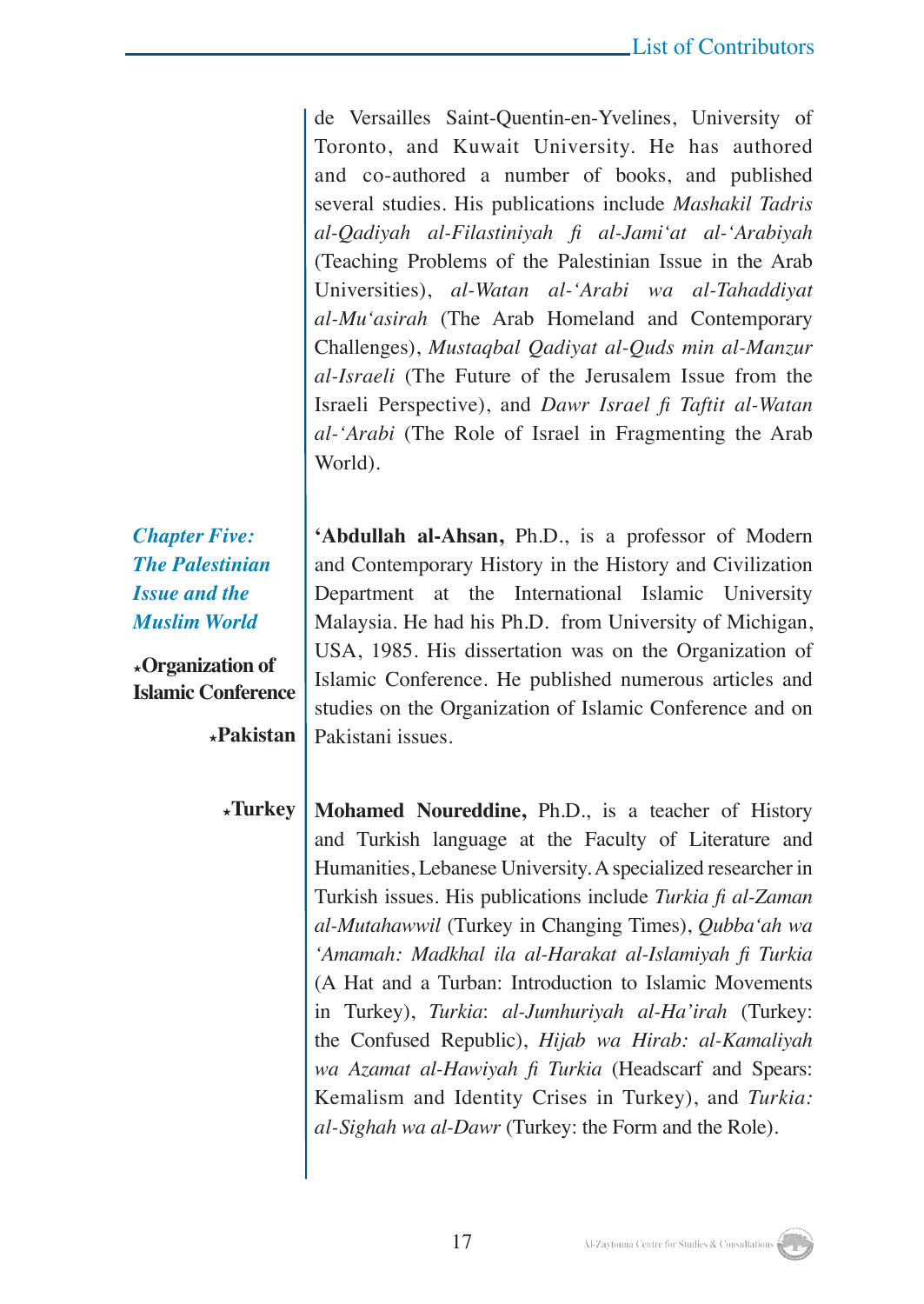de Versailles Saint-Quentin-en-Yvelines, University of Toronto, and Kuwait University. He has authored and co-authored a number of books, and published several studies. His publications include *Mashakil Tadris al-Qadiyah al-Filastiniyah fi al-Jami'at al-'Arabiyah* (Teaching Problems of the Palestinian Issue in the Arab Universities), *al-Watan al-'Arabi wa al-Tahaddiyat al-Mu'asirah* (The Arab Homeland and Contemporary Challenges), *Mustaqbal Qadiyat al-Quds min al-Manzur al-Israeli* (The Future of the Jerusalem Issue from the Israeli Perspective), and *Dawr Israel fi Taftit al-Watan al-'Arabi* (The Role of Israel in Fragmenting the Arab World).

***Chapter Five: The Palestinian Issue and the Muslim World***

**⋆Organization of Islamic Conference**

**⋆Pakistan**

**'Abdullah al-Ahsan,** Ph.D., is a professor of Modern and Contemporary History in the History and Civilization Department at the International Islamic University Malaysia. He had his Ph.D. from University of Michigan, USA, 1985. His dissertation was on the Organization of Islamic Conference. He published numerous articles and studies on the Organization of Islamic Conference and on Pakistani issues.

**⋆Turkey**

**Mohamed Noureddine,** Ph.D., is a teacher of History and Turkish language at the Faculty of Literature and Humanities, Lebanese University. A specialized researcher in Turkish issues. His publications include *Turkia fi al-Zaman al-Mutahawwil* (Turkey in Changing Times), *Qubba'ah wa 'Amamah: Madkhal ila al-Harakat al-Islamiyah fi Turkia* (A Hat and a Turban: Introduction to Islamic Movements in Turkey), *Turkia: al-Jumhuriyah al-Ha'irah* (Turkey: the Confused Republic), *Hijab wa Hirab: al-Kamaliyah wa Azamat al-Hawiyah fi Turkia* (Headscarf and Spears: Kemalism and Identity Crises in Turkey), and *Turkia: al-Sighah wa al-Dawr* (Turkey: the Form and the Role).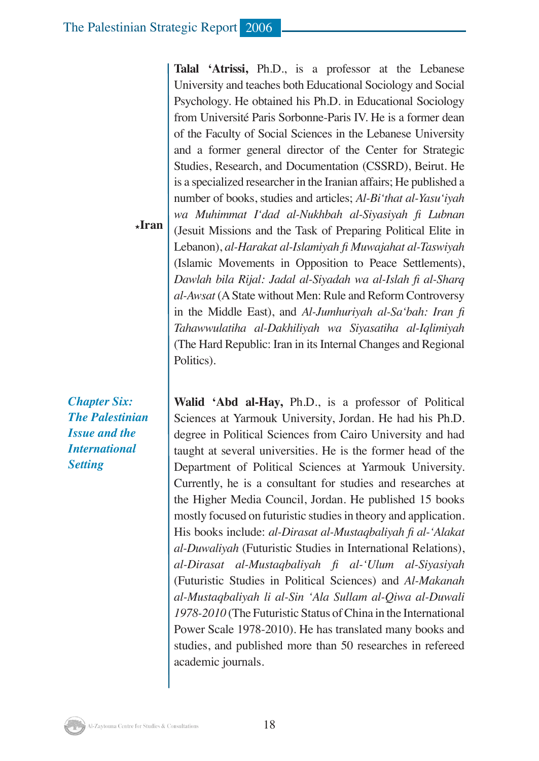**★Iran**

**Talal ‘Atrissi,** Ph.D., is a professor at the Lebanese University and teaches both Educational Sociology and Social Psychology. He obtained his Ph.D. in Educational Sociology from Université Paris Sorbonne-Paris IV. He is a former dean of the Faculty of Social Sciences in the Lebanese University and a former general director of the Center for Strategic Studies, Research, and Documentation (CSSRD), Beirut. He is a specialized researcher in the Iranian affairs; He published a number of books, studies and articles; *Al-Bi‘that al-Yasu‘iyah wa Muhimmat I‘dad al-Nukhbah al-Siyasiyah fi Lubnan* (Jesuit Missions and the Task of Preparing Political Elite in Lebanon), *al-Harakat al-Islamiyah fi Muwajahat al-Taswiyah* (Islamic Movements in Opposition to Peace Settlements), *Dawlah bila Rijal: Jadal al-Siyadah wa al-Islah fi al-Sharq al-Awsat* (A State without Men: Rule and Reform Controversy in the Middle East), and *Al-Jumhuriyah al-Sa‘bah: Iran fi Tahawwulatiha al-Dakhiliyah wa Siyasatiha al-Iqlimiyah* (The Hard Republic: Iran in its Internal Changes and Regional Politics).

***Chapter Six: The Palestinian Issue and the International Setting***

**Walid ‘Abd al-Hay,** Ph.D., is a professor of Political Sciences at Yarmouk University, Jordan. He had his Ph.D. degree in Political Sciences from Cairo University and had taught at several universities. He is the former head of the Department of Political Sciences at Yarmouk University. Currently, he is a consultant for studies and researches at the Higher Media Council, Jordan. He published 15 books mostly focused on futuristic studies in theory and application. His books include: *al-Dirasat al-Mustaqbaliyah fi al-‘Alakat al-Duwaliyah* (Futuristic Studies in International Relations), *al-Dirasat al-Mustaqbaliyah fi al-‘Ulum al-Siyasiyah* (Futuristic Studies in Political Sciences) and *Al-Makanah al-Mustaqbaliyah li al-Sin ‘Ala Sullam al-Qiwa al-Duwali 1978-2010* (The Futuristic Status of China in the International Power Scale 1978-2010). He has translated many books and studies, and published more than 50 researches in refereed academic journals.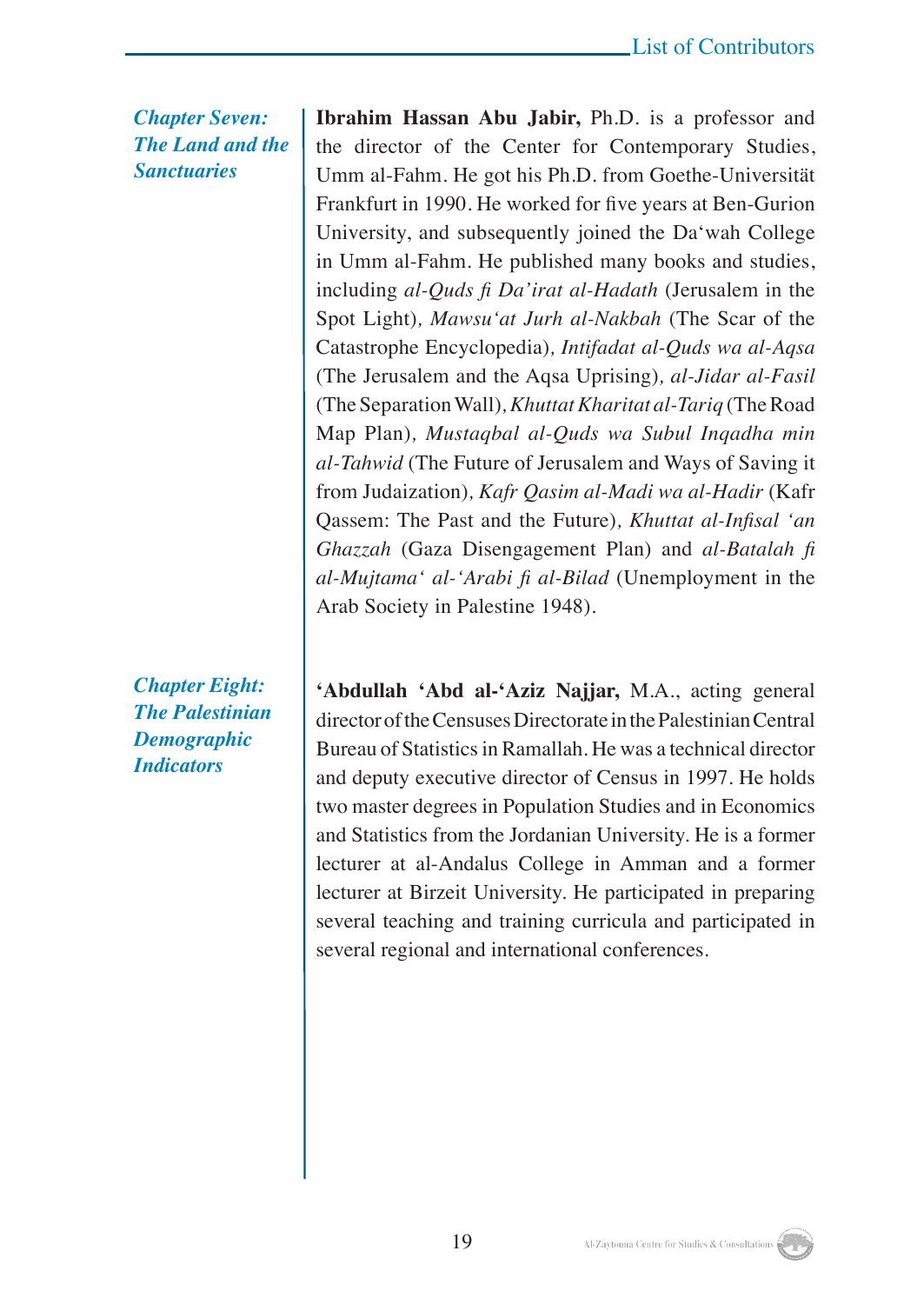*Chapter Seven: The Land and the Sanctuaries*

**Ibrahim Hassan Abu Jabir,** Ph.D. is a professor and the director of the Center for Contemporary Studies, Umm al-Fahm. He got his Ph.D. from Goethe-Universität Frankfurt in 1990. He worked for five years at Ben-Gurion University, and subsequently joined the Da'wah College in Umm al-Fahm. He published many books and studies, including *al-Quds fi Da'irat al-Hadath* (Jerusalem in the Spot Light), *Mawsu'at Jurh al-Nakbah* (The Scar of the Catastrophe Encyclopedia), *Intifadat al-Quds wa al-Aqsa* (The Jerusalem and the Aqsa Uprising), *al-Jidar al-Fasil* (The Separation Wall), *Khuttat Kharitat al-Tariq* (The Road Map Plan), *Mustaqbal al-Quds wa Subul Inqadha min al-Tahwid* (The Future of Jerusalem and Ways of Saving it from Judaization), *Kafr Qasim al-Madi wa al-Hadir* (Kafr Qassem: The Past and the Future), *Khuttat al-Infisal 'an Ghazzah* (Gaza Disengagement Plan) and *al-Batalah fi al-Mujtama' al-'Arabi fi al-Bilad* (Unemployment in the Arab Society in Palestine 1948).

*Chapter Eight: The Palestinian Demographic Indicators*

**'Abdullah 'Abd al-'Aziz Najjar,** M.A., acting general director of the Censuses Directorate in the Palestinian Central Bureau of Statistics in Ramallah. He was a technical director and deputy executive director of Census in 1997. He holds two master degrees in Population Studies and in Economics and Statistics from the Jordanian University. He is a former lecturer at al-Andalus College in Amman and a former lecturer at Birzeit University. He participated in preparing several teaching and training curricula and participated in several regional and international conferences.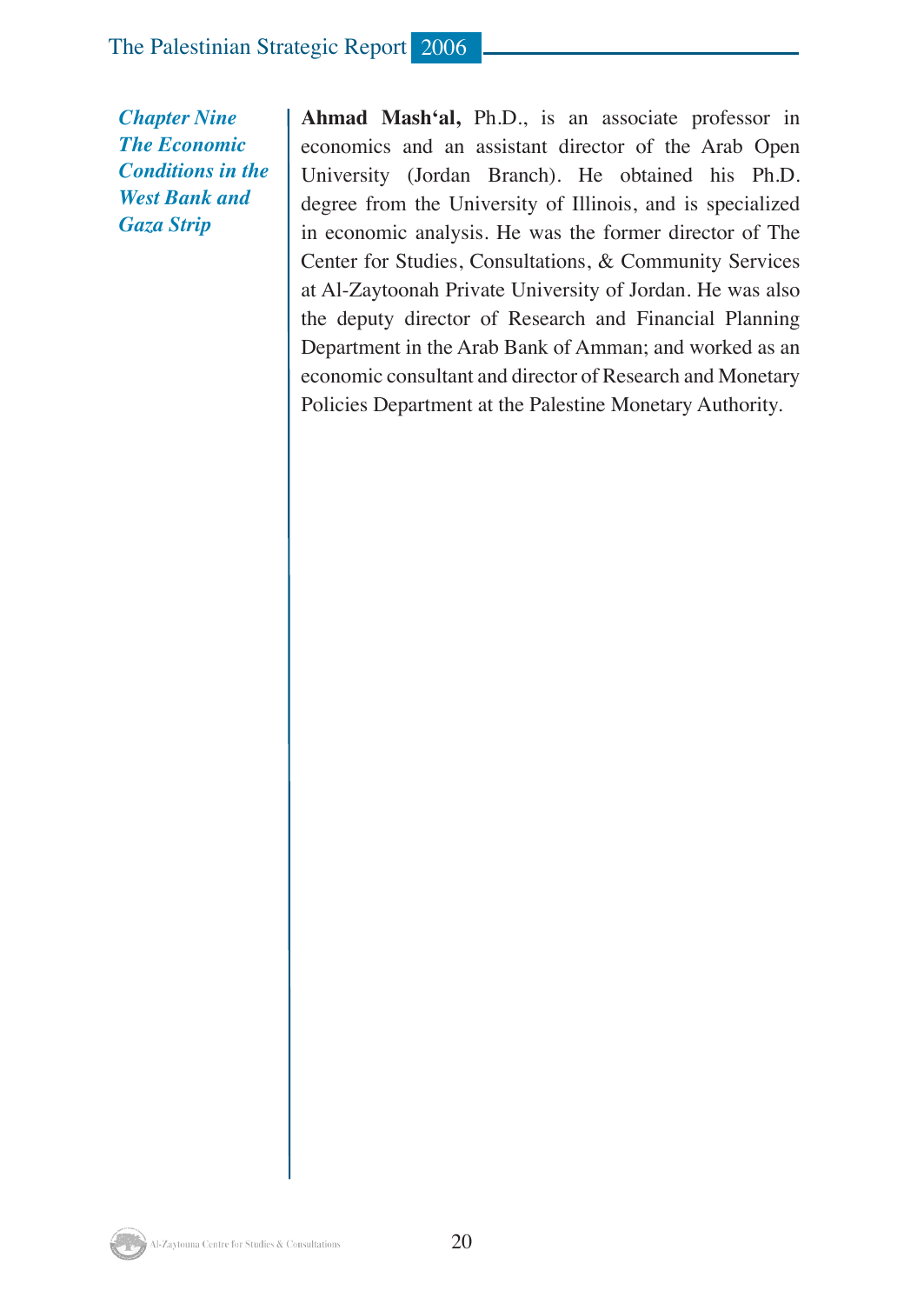***Chapter Nine***
***The Economic Conditions in the West Bank and Gaza Strip***

**Ahmad Mash'al,** Ph.D., is an associate professor in economics and an assistant director of the Arab Open University (Jordan Branch). He obtained his Ph.D. degree from the University of Illinois, and is specialized in economic analysis. He was the former director of The Center for Studies, Consultations, & Community Services at Al-Zaytoonah Private University of Jordan. He was also the deputy director of Research and Financial Planning Department in the Arab Bank of Amman; and worked as an economic consultant and director of Research and Monetary Policies Department at the Palestine Monetary Authority.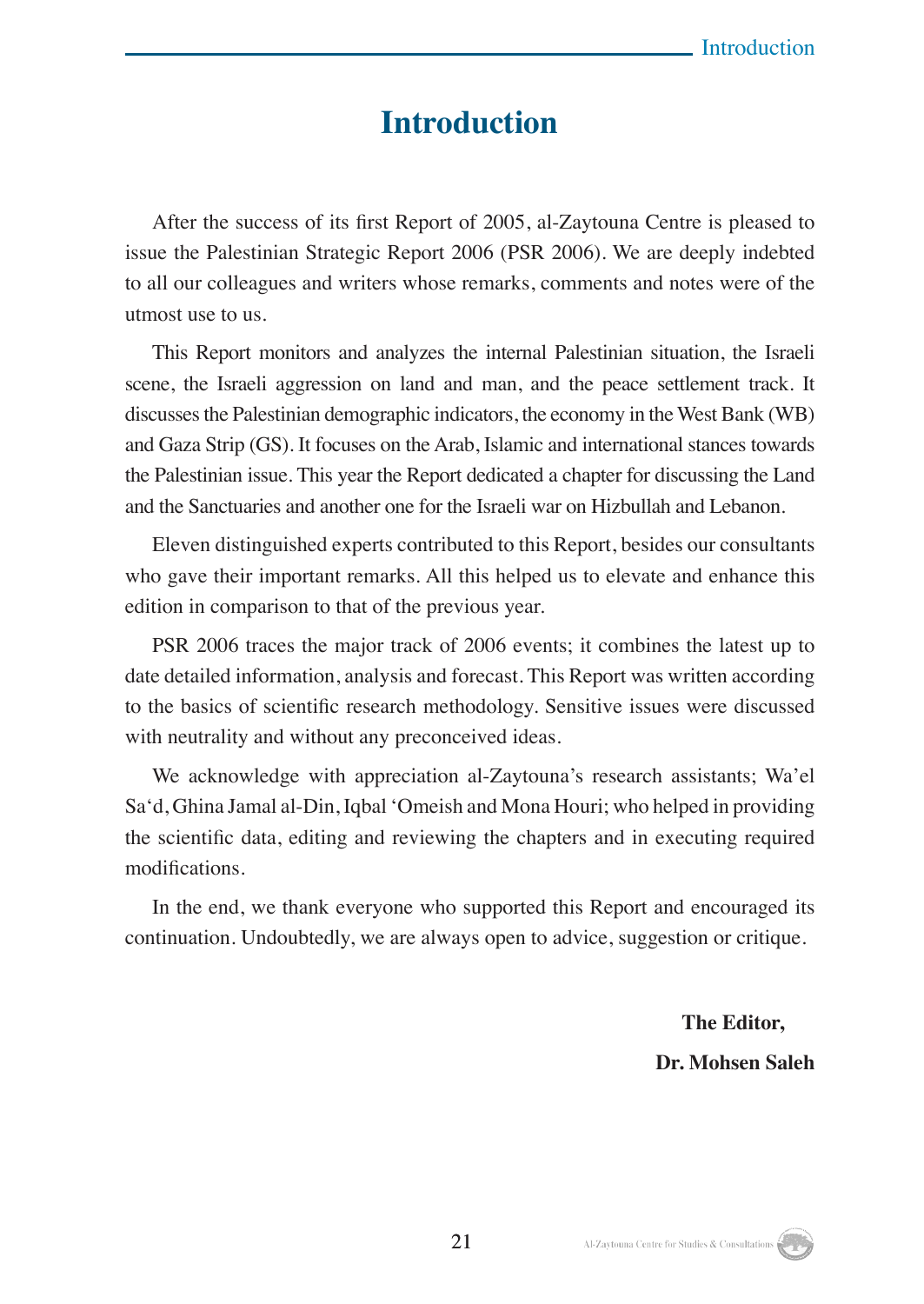# Introduction

After the success of its first Report of 2005, al-Zaytouna Centre is pleased to issue the Palestinian Strategic Report 2006 (PSR 2006). We are deeply indebted to all our colleagues and writers whose remarks, comments and notes were of the utmost use to us.

This Report monitors and analyzes the internal Palestinian situation, the Israeli scene, the Israeli aggression on land and man, and the peace settlement track. It discusses the Palestinian demographic indicators, the economy in the West Bank (WB) and Gaza Strip (GS). It focuses on the Arab, Islamic and international stances towards the Palestinian issue. This year the Report dedicated a chapter for discussing the Land and the Sanctuaries and another one for the Israeli war on Hizbullah and Lebanon.

Eleven distinguished experts contributed to this Report, besides our consultants who gave their important remarks. All this helped us to elevate and enhance this edition in comparison to that of the previous year.

PSR 2006 traces the major track of 2006 events; it combines the latest up to date detailed information, analysis and forecast. This Report was written according to the basics of scientific research methodology. Sensitive issues were discussed with neutrality and without any preconceived ideas.

We acknowledge with appreciation al-Zaytouna's research assistants; Wa'el Sa'd, Ghina Jamal al-Din, Iqbal 'Omeish and Mona Houri; who helped in providing the scientific data, editing and reviewing the chapters and in executing required modifications.

In the end, we thank everyone who supported this Report and encouraged its continuation. Undoubtedly, we are always open to advice, suggestion or critique.

**The Editor,**

**Dr. Mohsen Saleh**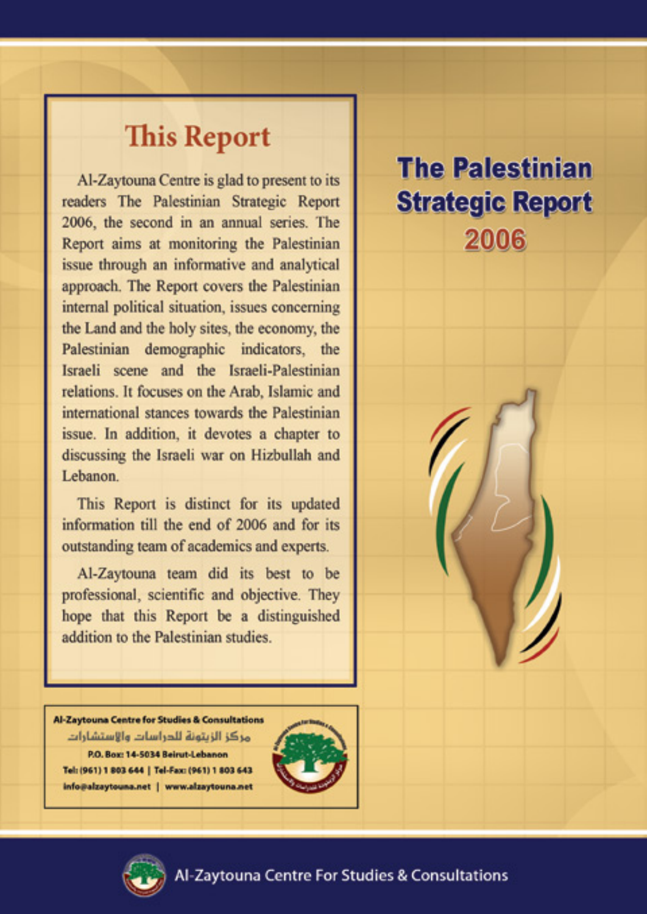# This Report

Al-Zaytouna Centre is glad to present to its readers The Palestinian Strategic Report 2006, the second in an annual series. The Report aims at monitoring the Palestinian issue through an informative and analytical approach. The Report covers the Palestinian internal political situation, issues concerning the Land and the holy sites, the economy, the Palestinian demographic indicators, the Israeli scene and the Israeli-Palestinian relations. It focuses on the Arab, Islamic and international stances towards the Palestinian issue. In addition, it devotes a chapter to discussing the Israeli war on Hizbullah and Lebanon.

This Report is distinct for its updated information till the end of 2006 and for its outstanding team of academics and experts.

Al-Zaytouna team did its best to be professional, scientific and objective. They hope that this Report be a distinguished addition to the Palestinian studies.

# The Palestinian Strategic Report 2006

**Al-Zaytouna Centre for Studies & Consultations**

مركز الزيتونة للدراسات والإستشارات

P.O. Box: 14-5034 Beirut-Lebanon

Tel: (961) 1 803 644 | Tel-Fax: (961) 1 803 643

info@alzaytouna.net | www.alzaytouna.net

Al-Zaytouna Centre For Studies & Consultations